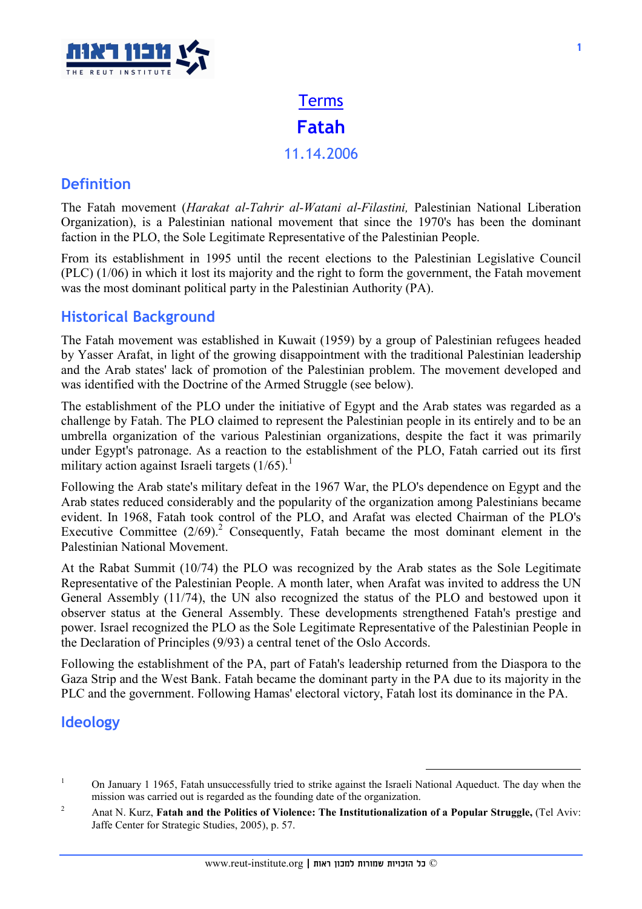Terms

# Fatah

11.14.2006

## Definition

The Fatah movement (*Harakat al-Tahrir al-Watani al-Filastini,* Palestinian National Liberation Organization), is a Palestinian national movement that since the 1970's has been the dominant faction in the PLO, the Sole Legitimate Representative of the Palestinian People.

From its establishment in 1995 until the recent elections to the Palestinian Legislative Council (PLC) (1/06) in which it lost its majority and the right to form the government, the Fatah movement was the most dominant political party in the Palestinian Authority (PA).

## Historical Background

The Fatah movement was established in Kuwait (1959) by a group of Palestinian refugees headed by Yasser Arafat, in light of the growing disappointment with the traditional Palestinian leadership and the Arab states' lack of promotion of the Palestinian problem. The movement developed and was identified with the Doctrine of the Armed Struggle (see below).

The establishment of the PLO under the initiative of Egypt and the Arab states was regarded as a challenge by Fatah. The PLO claimed to represent the Palestinian people in its entirely and to be an umbrella organization of the various Palestinian organizations, despite the fact it was primarily under Egypt's patronage. As a reaction to the establishment of the PLO, Fatah carried out its first military action against Israeli targets (1/65).[1]

Following the Arab state's military defeat in the 1967 War, the PLO's dependence on Egypt and the Arab states reduced considerably and the popularity of the organization among Palestinians became evident. In 1968, Fatah took control of the PLO, and Arafat was elected Chairman of the PLO's Executive Committee (2/69).[2] Consequently, Fatah became the most dominant element in the Palestinian National Movement.

At the Rabat Summit (10/74) the PLO was recognized by the Arab states as the Sole Legitimate Representative of the Palestinian People. A month later, when Arafat was invited to address the UN General Assembly (11/74), the UN also recognized the status of the PLO and bestowed upon it observer status at the General Assembly. These developments strengthened Fatah's prestige and power. Israel recognized the PLO as the Sole Legitimate Representative of the Palestinian People in the Declaration of Principles (9/93) a central tenet of the Oslo Accords.

Following the establishment of the PA, part of Fatah's leadership returned from the Diaspora to the Gaza Strip and the West Bank. Fatah became the dominant party in the PA due to its majority in the PLC and the government. Following Hamas' electoral victory, Fatah lost its dominance in the PA.

## Ideology

---

[1] On January 1 1965, Fatah unsuccessfully tried to strike against the Israeli National Aqueduct. The day when the mission was carried out is regarded as the founding date of the organization.

[2] Anat N. Kurz, **Fatah and the Politics of Violence: The Institutionalization of a Popular Struggle,** (Tel Aviv: Jaffe Center for Strategic Studies, 2005), p. 57.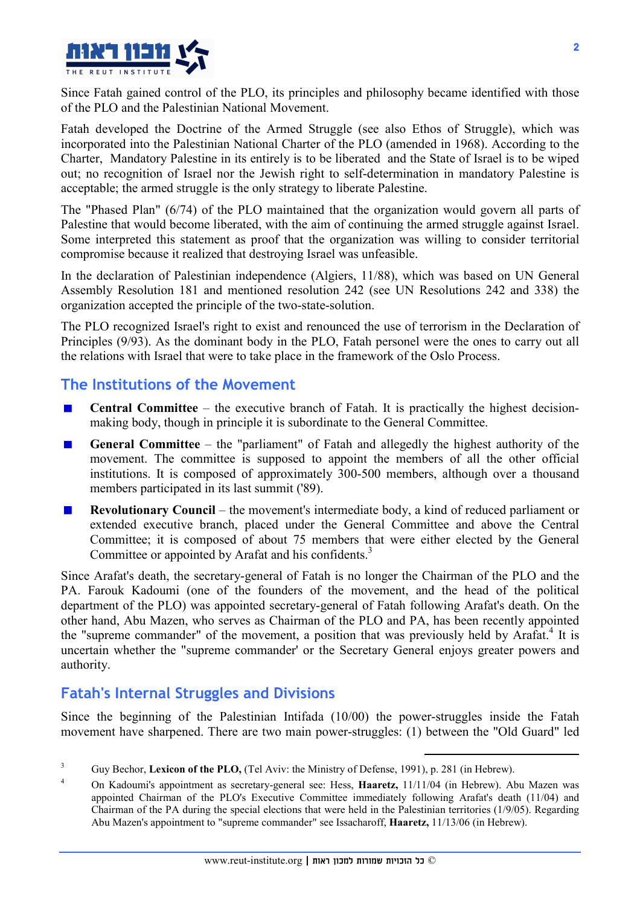Since Fatah gained control of the PLO, its principles and philosophy became identified with those of the PLO and the Palestinian National Movement.

Fatah developed the Doctrine of the Armed Struggle (see also Ethos of Struggle), which was incorporated into the Palestinian National Charter of the PLO (amended in 1968). According to the Charter, Mandatory Palestine in its entirely is to be liberated and the State of Israel is to be wiped out; no recognition of Israel nor the Jewish right to self-determination in mandatory Palestine is acceptable; the armed struggle is the only strategy to liberate Palestine.

The "Phased Plan" (6/74) of the PLO maintained that the organization would govern all parts of Palestine that would become liberated, with the aim of continuing the armed struggle against Israel. Some interpreted this statement as proof that the organization was willing to consider territorial compromise because it realized that destroying Israel was unfeasible.

In the declaration of Palestinian independence (Algiers, 11/88), which was based on UN General Assembly Resolution 181 and mentioned resolution 242 (see UN Resolutions 242 and 338) the organization accepted the principle of the two-state-solution.

The PLO recognized Israel's right to exist and renounced the use of terrorism in the Declaration of Principles (9/93). As the dominant body in the PLO, Fatah personel were the ones to carry out all the relations with Israel that were to take place in the framework of the Oslo Process.

## The Institutions of the Movement

- **Central Committee** – the executive branch of Fatah. It is practically the highest decision-making body, though in principle it is subordinate to the General Committee.
- **General Committee** – the "parliament" of Fatah and allegedly the highest authority of the movement. The committee is supposed to appoint the members of all the other official institutions. It is composed of approximately 300-500 members, although over a thousand members participated in its last summit ('89).
- **Revolutionary Council** – the movement's intermediate body, a kind of reduced parliament or extended executive branch, placed under the General Committee and above the Central Committee; it is composed of about 75 members that were either elected by the General Committee or appointed by Arafat and his confidents.[3]

Since Arafat's death, the secretary-general of Fatah is no longer the Chairman of the PLO and the PA. Farouk Kadoumi (one of the founders of the movement, and the head of the political department of the PLO) was appointed secretary-general of Fatah following Arafat's death. On the other hand, Abu Mazen, who serves as Chairman of the PLO and PA, has been recently appointed the "supreme commander" of the movement, a position that was previously held by Arafat.[4] It is uncertain whether the "supreme commander' or the Secretary General enjoys greater powers and authority.

## Fatah's Internal Struggles and Divisions

Since the beginning of the Palestinian Intifada (10/00) the power-struggles inside the Fatah movement have sharpened. There are two main power-struggles: (1) between the "Old Guard" led

---

[3] Guy Bechor, **Lexicon of the PLO,** (Tel Aviv: the Ministry of Defense, 1991), p. 281 (in Hebrew).

[4] On Kadoumi's appointment as secretary-general see: Hess, **Haaretz,** 11/11/04 (in Hebrew). Abu Mazen was appointed Chairman of the PLO's Executive Committee immediately following Arafat's death (11/04) and Chairman of the PA during the special elections that were held in the Palestinian territories (1/9/05). Regarding Abu Mazen's appointment to "supreme commander" see Issacharoff, **Haaretz,** 11/13/06 (in Hebrew).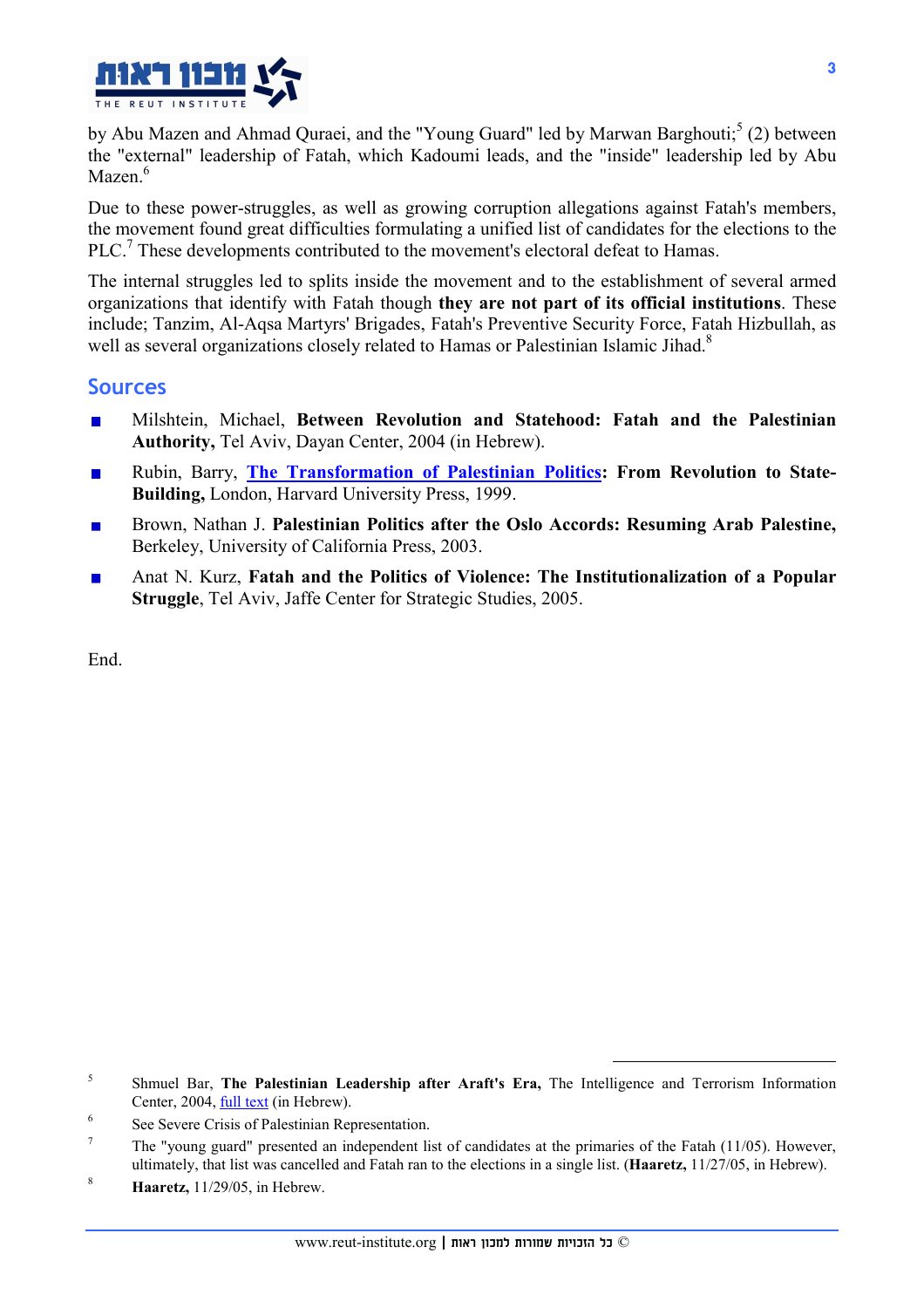by Abu Mazen and Ahmad Quraei, and the "Young Guard" led by Marwan Barghouti;[5] (2) between the "external" leadership of Fatah, which Kadoumi leads, and the "inside" leadership led by Abu Mazen.[6]

Due to these power-struggles, as well as growing corruption allegations against Fatah's members, the movement found great difficulties formulating a unified list of candidates for the elections to the PLC.[7] These developments contributed to the movement's electoral defeat to Hamas.

The internal struggles led to splits inside the movement and to the establishment of several armed organizations that identify with Fatah though **they are not part of its official institutions**. These include; Tanzim, Al-Aqsa Martyrs' Brigades, Fatah's Preventive Security Force, Fatah Hizbullah, as well as several organizations closely related to Hamas or Palestinian Islamic Jihad.[8]

## Sources

- Milshtein, Michael, **Between Revolution and Statehood: Fatah and the Palestinian Authority,** Tel Aviv, Dayan Center, 2004 (in Hebrew).
- Rubin, Barry, **The Transformation of Palestinian Politics: From Revolution to State-Building,** London, Harvard University Press, 1999.
- Brown, Nathan J. **Palestinian Politics after the Oslo Accords: Resuming Arab Palestine,** Berkeley, University of California Press, 2003.
- Anat N. Kurz, **Fatah and the Politics of Violence: The Institutionalization of a Popular Struggle**, Tel Aviv, Jaffe Center for Strategic Studies, 2005.

End.

---

[5] Shmuel Bar, **The Palestinian Leadership after Araft's Era,** The Intelligence and Terrorism Information Center, 2004, full text (in Hebrew).

[6] See Severe Crisis of Palestinian Representation.

[7] The "young guard" presented an independent list of candidates at the primaries of the Fatah (11/05). However, ultimately, that list was cancelled and Fatah ran to the elections in a single list. (**Haaretz,** 11/27/05, in Hebrew).

[8] **Haaretz,** 11/29/05, in Hebrew.